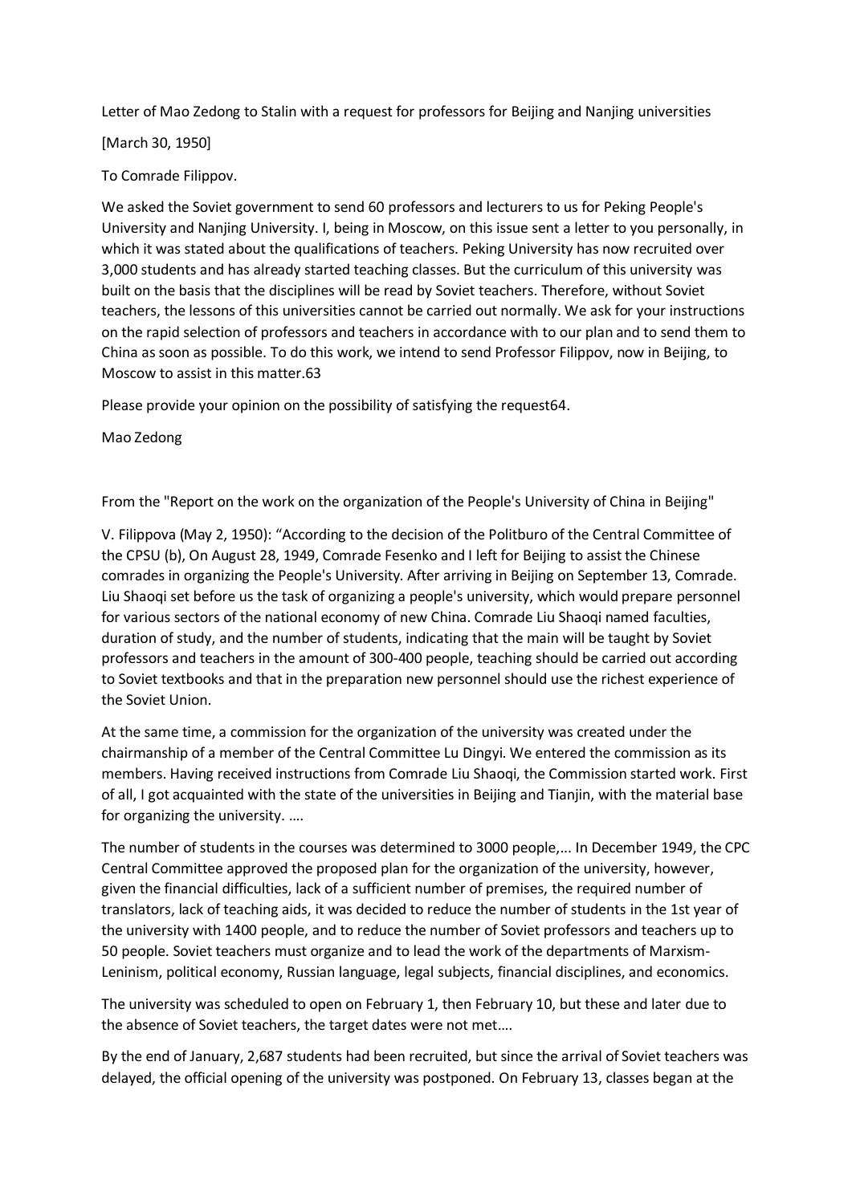Letter of Mao Zedong to Stalin with a request for professors for Beijing and Nanjing universities

[March 30, 1950]

To Comrade Filippov.

We asked the Soviet government to send 60 professors and lecturers to us for Peking People's University and Nanjing University. I, being in Moscow, on this issue sent a letter to you personally, in which it was stated about the qualifications of teachers. Peking University has now recruited over 3,000 students and has already started teaching classes. But the curriculum of this university was built on the basis that the disciplines will be read by Soviet teachers. Therefore, without Soviet teachers, the lessons of this universities cannot be carried out normally. We ask for your instructions on the rapid selection of professors and teachers in accordance with to our plan and to send them to China as soon as possible. To do this work, we intend to send Professor Filippov, now in Beijing, to Moscow to assist in this matter.63

Please provide your opinion on the possibility of satisfying the request64.

Mao Zedong

From the "Report on the work on the organization of the People's University of China in Beijing"

V. Filippova (May 2, 1950): "According to the decision of the Politburo of the Central Committee of the CPSU (b), On August 28, 1949, Comrade Fesenko and I left for Beijing to assist the Chinese comrades in organizing the People's University. After arriving in Beijing on September 13, Comrade. Liu Shaoqi set before us the task of organizing a people's university, which would prepare personnel for various sectors of the national economy of new China. Comrade Liu Shaoqi named faculties, duration of study, and the number of students, indicating that the main will be taught by Soviet professors and teachers in the amount of 300-400 people, teaching should be carried out according to Soviet textbooks and that in the preparation new personnel should use the richest experience of the Soviet Union.

At the same time, a commission for the organization of the university was created under the chairmanship of a member of the Central Committee Lu Dingyi. We entered the commission as its members. Having received instructions from Comrade Liu Shaoqi, the Commission started work. First of all, I got acquainted with the state of the universities in Beijing and Tianjin, with the material base for organizing the university. ….

The number of students in the courses was determined to 3000 people,... In December 1949, the CPC Central Committee approved the proposed plan for the organization of the university, however, given the financial difficulties, lack of a sufficient number of premises, the required number of translators, lack of teaching aids, it was decided to reduce the number of students in the 1st year of the university with 1400 people, and to reduce the number of Soviet professors and teachers up to 50 people. Soviet teachers must organize and to lead the work of the departments of Marxism-Leninism, political economy, Russian language, legal subjects, financial disciplines, and economics.

The university was scheduled to open on February 1, then February 10, but these and later due to the absence of Soviet teachers, the target dates were not met….

By the end of January, 2,687 students had been recruited, but since the arrival of Soviet teachers was delayed, the official opening of the university was postponed. On February 13, classes began at the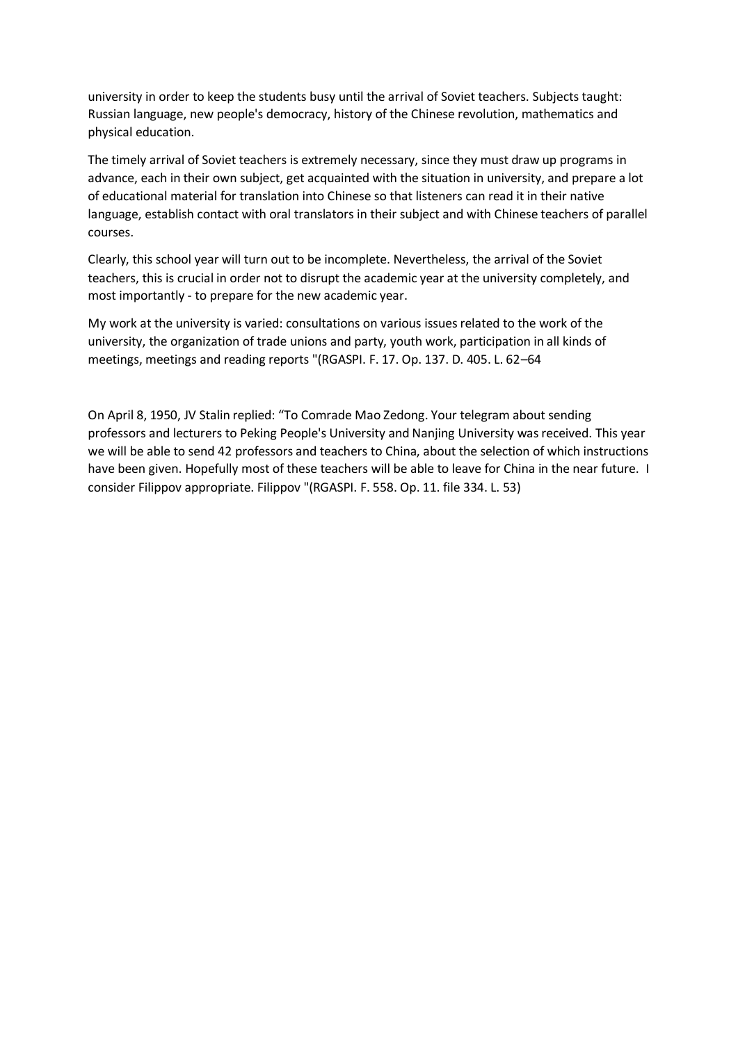university in order to keep the students busy until the arrival of Soviet teachers. Subjects taught: Russian language, new people's democracy, history of the Chinese revolution, mathematics and physical education.

The timely arrival of Soviet teachers is extremely necessary, since they must draw up programs in advance, each in their own subject, get acquainted with the situation in university, and prepare a lot of educational material for translation into Chinese so that listeners can read it in their native language, establish contact with oral translators in their subject and with Chinese teachers of parallel courses.

Clearly, this school year will turn out to be incomplete. Nevertheless, the arrival of the Soviet teachers, this is crucial in order not to disrupt the academic year at the university completely, and most importantly - to prepare for the new academic year.

My work at the university is varied: consultations on various issues related to the work of the university, the organization of trade unions and party, youth work, participation in all kinds of meetings, meetings and reading reports "(RGASPI. F. 17. Op. 137. D. 405. L. 62–64

On April 8, 1950, JV Stalin replied: "To Comrade Mao Zedong. Your telegram about sending professors and lecturers to Peking People's University and Nanjing University was received. This year we will be able to send 42 professors and teachers to China, about the selection of which instructions have been given. Hopefully most of these teachers will be able to leave for China in the near future. I consider Filippov appropriate. Filippov "(RGASPI. F. 558. Op. 11. file 334. L. 53)